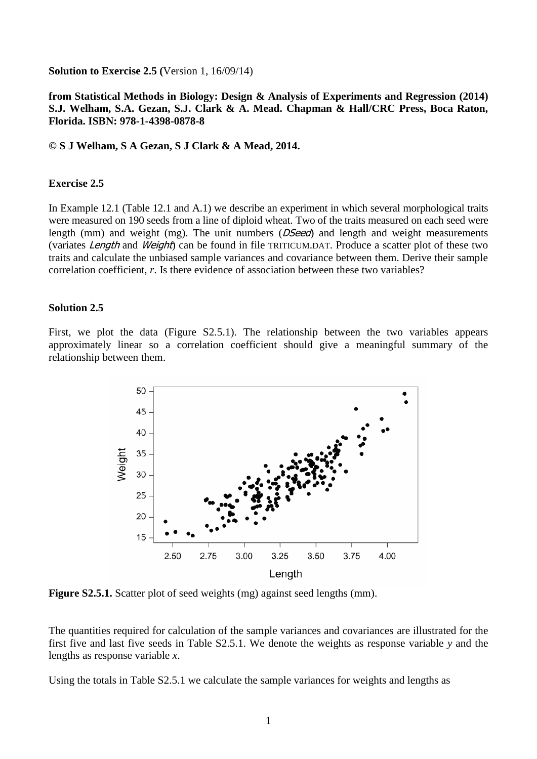**Solution to Exercise 2.5 (**Version 1, 16/09/14)

**from Statistical Methods in Biology: Design & Analysis of Experiments and Regression (2014) S.J. Welham, S.A. Gezan, S.J. Clark & A. Mead. Chapman & Hall/CRC Press, Boca Raton, Florida. ISBN: 978-1-4398-0878-8**

**© S J Welham, S A Gezan, S J Clark & A Mead, 2014.**

**Exercise 2.5**

In Example 12.1 (Table 12.1 and A.1) we describe an experiment in which several morphological traits were measured on 190 seeds from a line of diploid wheat. Two of the traits measured on each seed were length (mm) and weight (mg). The unit numbers (*DSeed*) and length and weight measurements (variates *Length* and *Weight*) can be found in file TRITICUM.DAT. Produce a scatter plot of these two traits and calculate the unbiased sample variances and covariance between them. Derive their sample correlation coefficient, $r$. Is there evidence of association between these two variables?

**Solution 2.5**

First, we plot the data (Figure S2.5.1). The relationship between the two variables appears approximately linear so a correlation coefficient should give a meaningful summary of the relationship between them.

**Figure S2.5.1.** Scatter plot of seed weights (mg) against seed lengths (mm).

The quantities required for calculation of the sample variances and covariances are illustrated for the first five and last five seeds in Table S2.5.1. We denote the weights as response variable $y$ and the lengths as response variable $x$.

Using the totals in Table S2.5.1 we calculate the sample variances for weights and lengths as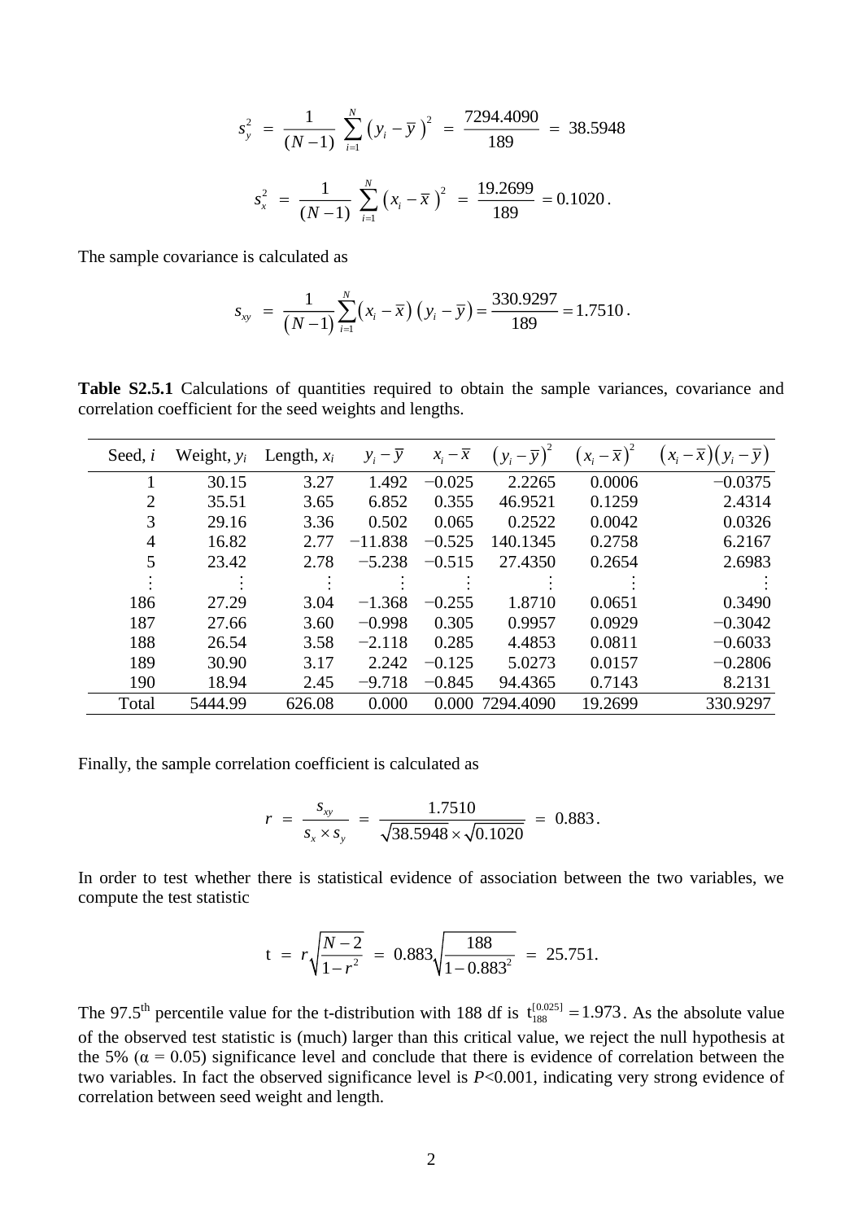$$s_y^2 \;=\; \frac{1}{(N-1)}\sum_{i=1}^{N}\left(y_i-\bar{y}\right)^2 \;=\; \frac{7294.4090}{189} \;=\; 38.5948$$

$$s_x^2 \;=\; \frac{1}{(N-1)}\sum_{i=1}^{N}\left(x_i-\bar{x}\right)^2 \;=\; \frac{19.2699}{189} = 0.1020\,.$$

The sample covariance is calculated as

$$s_{xy} \;=\; \frac{1}{(N-1)}\sum_{i=1}^{N}\left(x_i-\bar{x}\right)\left(y_i-\bar{y}\right) = \frac{330.9297}{189} = 1.7510\,.$$

**Table S2.5.1** Calculations of quantities required to obtain the sample variances, covariance and correlation coefficient for the seed weights and lengths.

| Seed, $i$ | Weight, $y_i$ | Length, $x_i$ | $y_i-\bar{y}$ | $x_i-\bar{x}$ | $\left(y_i-\bar{y}\right)^2$ | $\left(x_i-\bar{x}\right)^2$ | $\left(x_i-\bar{x}\right)\left(y_i-\bar{y}\right)$ |
|---|---|---|---|---|---|---|---|
| 1 | 30.15 | 3.27 | 1.492 | −0.025 | 2.2265 | 0.0006 | −0.0375 |
| 2 | 35.51 | 3.65 | 6.852 | 0.355 | 46.9521 | 0.1259 | 2.4314 |
| 3 | 29.16 | 3.36 | 0.502 | 0.065 | 0.2522 | 0.0042 | 0.0326 |
| 4 | 16.82 | 2.77 | −11.838 | −0.525 | 140.1345 | 0.2758 | 6.2167 |
| 5 | 23.42 | 2.78 | −5.238 | −0.515 | 27.4350 | 0.2654 | 2.6983 |
| ⋮ | ⋮ | ⋮ | ⋮ | ⋮ | ⋮ | ⋮ | ⋮ |
| 186 | 27.29 | 3.04 | −1.368 | −0.255 | 1.8710 | 0.0651 | 0.3490 |
| 187 | 27.66 | 3.60 | −0.998 | 0.305 | 0.9957 | 0.0929 | −0.3042 |
| 188 | 26.54 | 3.58 | −2.118 | 0.285 | 4.4853 | 0.0811 | −0.6033 |
| 189 | 30.90 | 3.17 | 2.242 | −0.125 | 5.0273 | 0.0157 | −0.2806 |
| 190 | 18.94 | 2.45 | −9.718 | −0.845 | 94.4365 | 0.7143 | 8.2131 |
| Total | 5444.99 | 626.08 | 0.000 | 0.000 | 7294.4090 | 19.2699 | 330.9297 |

Finally, the sample correlation coefficient is calculated as

$$r \;=\; \frac{s_{xy}}{s_x \times s_y} \;=\; \frac{1.7510}{\sqrt{38.5948}\times\sqrt{0.1020}} \;=\; 0.883\,.$$

In order to test whether there is statistical evidence of association between the two variables, we compute the test statistic

$$\mathrm{t} \;=\; r\sqrt{\frac{N-2}{1-r^2}} \;=\; 0.883\sqrt{\frac{188}{1-0.883^2}} \;=\; 25.751.$$

The 97.5[th] percentile value for the t-distribution with 188 df is $\mathrm{t}_{188}^{[0.025]} = 1.973$. As the absolute value of the observed test statistic is (much) larger than this critical value, we reject the null hypothesis at the 5% ($\alpha$ = 0.05) significance level and conclude that there is evidence of correlation between the two variables. In fact the observed significance level is $P$<0.001, indicating very strong evidence of correlation between seed weight and length.